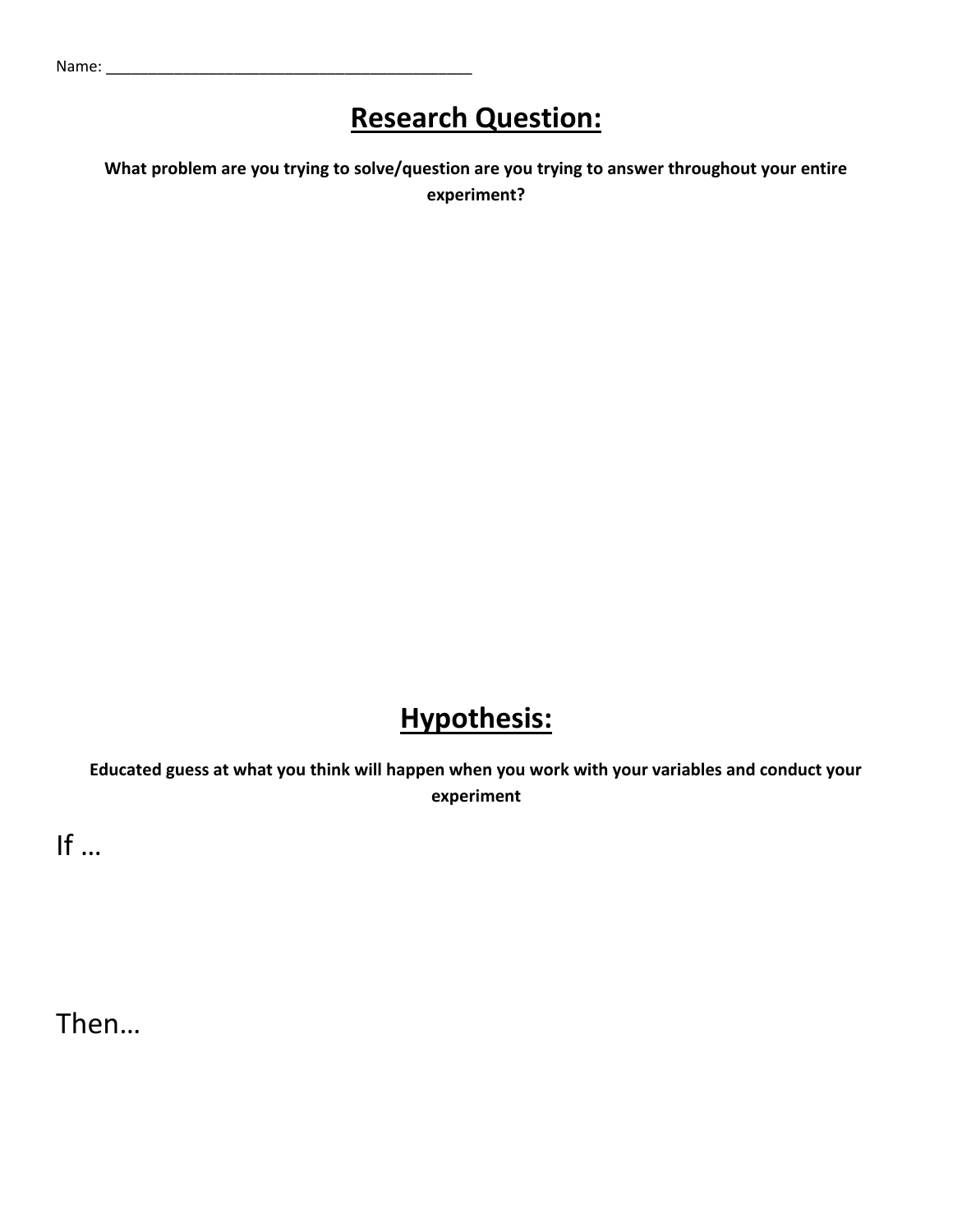Name: ___________________________________________

# Research Question:

**What problem are you trying to solve/question are you trying to answer throughout your entire experiment?**

# Hypothesis:

**Educated guess at what you think will happen when you work with your variables and conduct your experiment**

If ...

Then…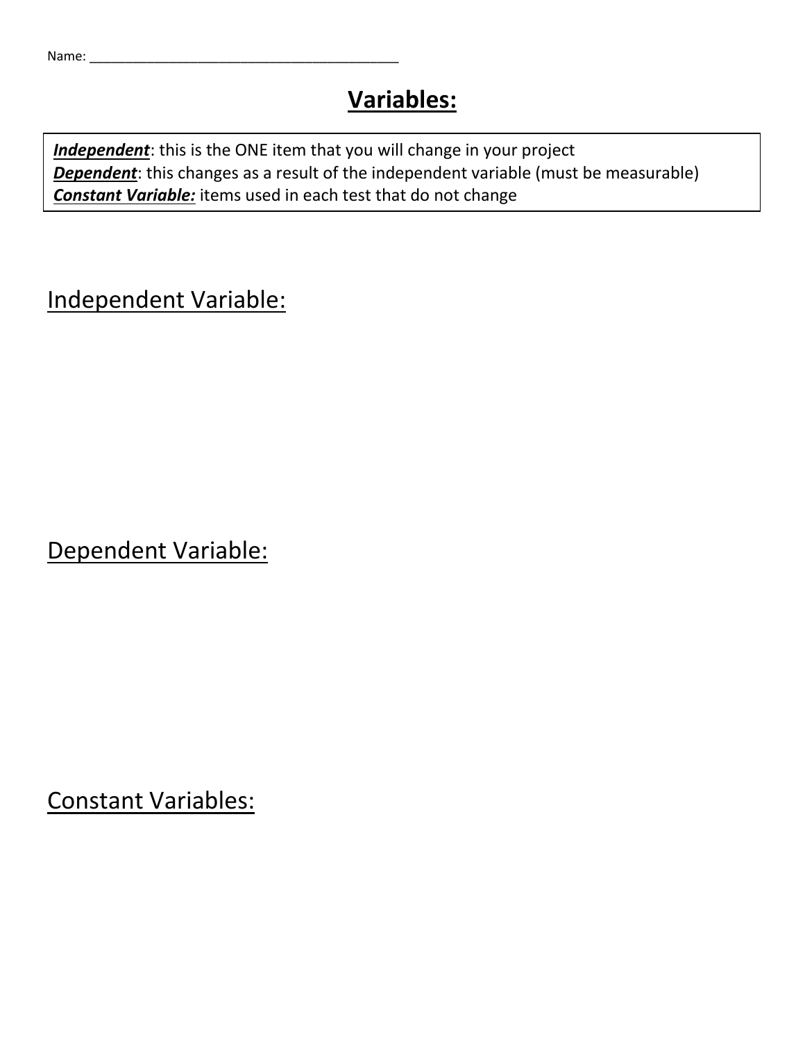Name: ___________________________________________

# Variables:

***Independent***: this is the ONE item that you will change in your project
***Dependent***: this changes as a result of the independent variable (must be measurable)
***Constant Variable:*** items used in each test that do not change

## Independent Variable:

## Dependent Variable:

## Constant Variables: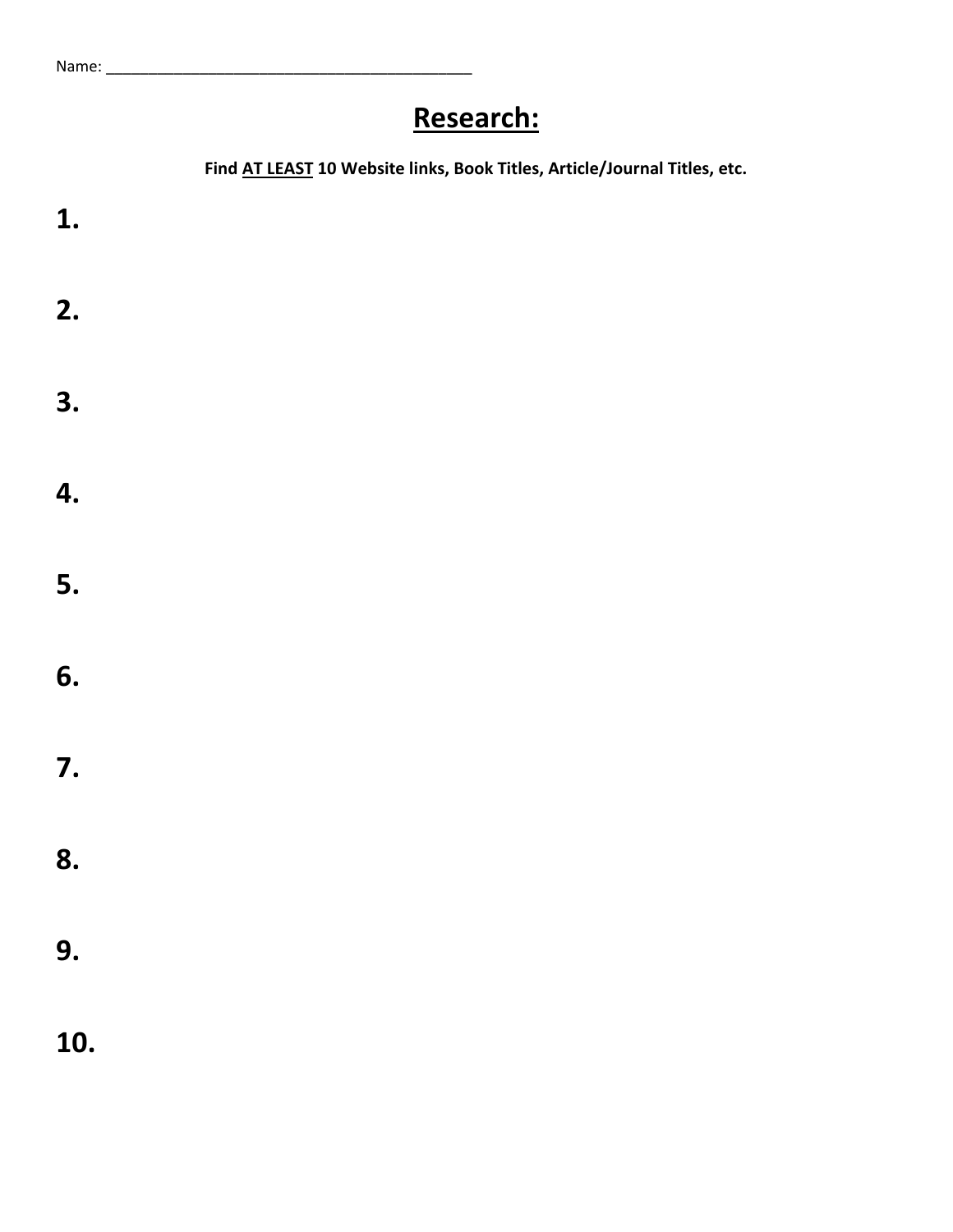Name: ____________________________________________

# Research:

**Find <u>AT LEAST</u> 10 Website links, Book Titles, Article/Journal Titles, etc.**

**1.**

**2.**

**3.**

**4.**

**5.**

**6.**

**7.**

**8.**

**9.**

**10.**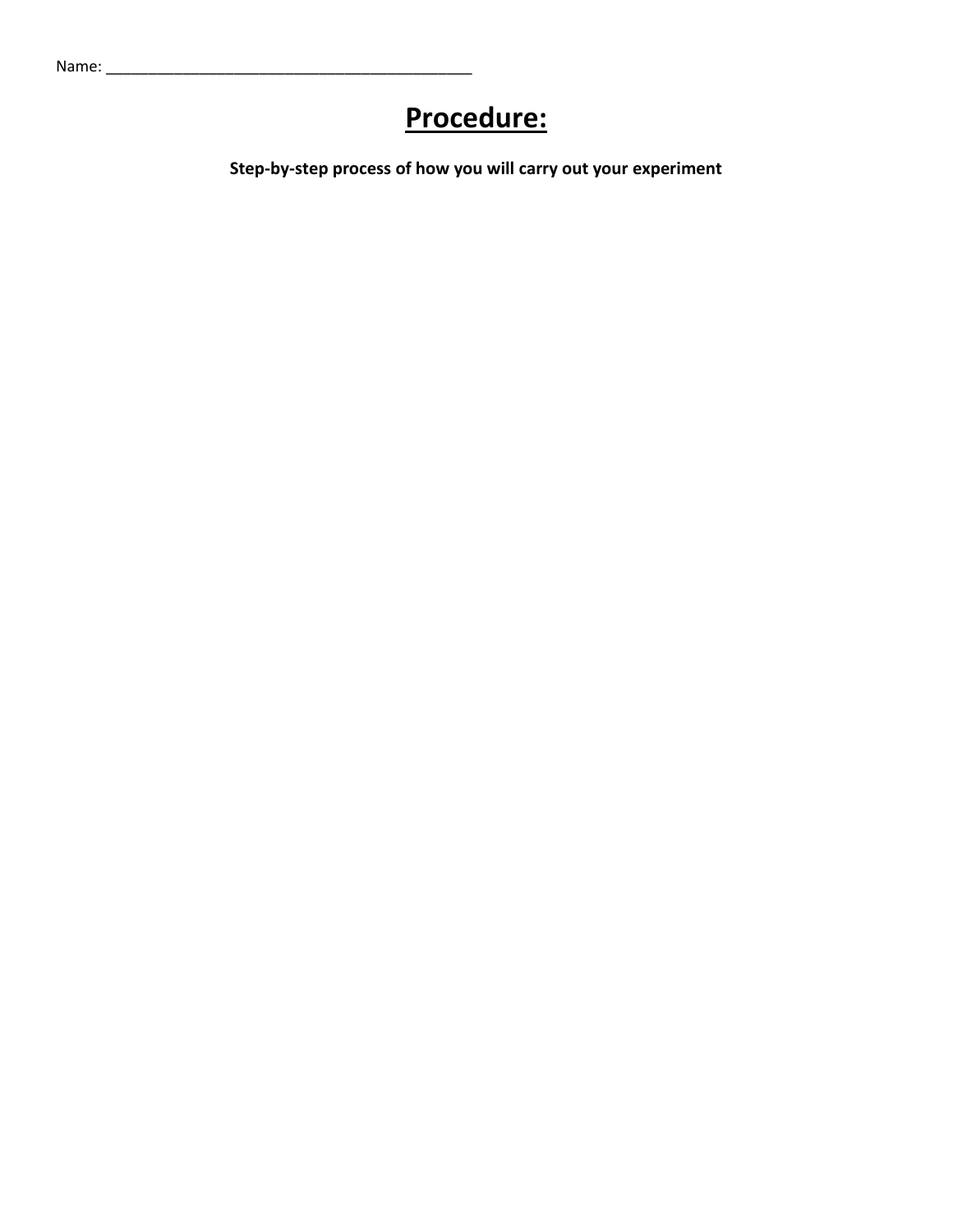Name: ____________________________________________

# Procedure:

**Step-by-step process of how you will carry out your experiment**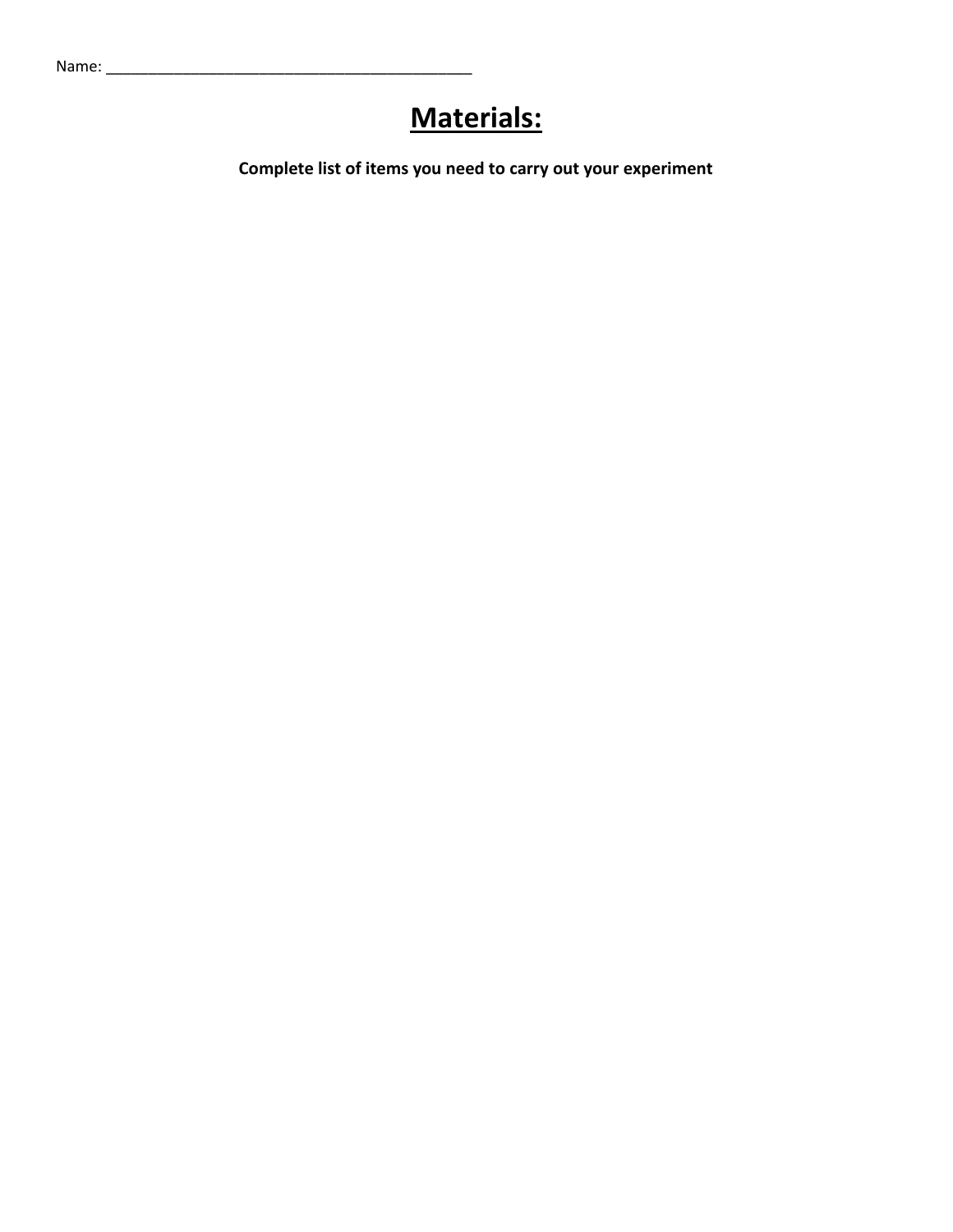Name: ____________________________________________

# Materials:

**Complete list of items you need to carry out your experiment**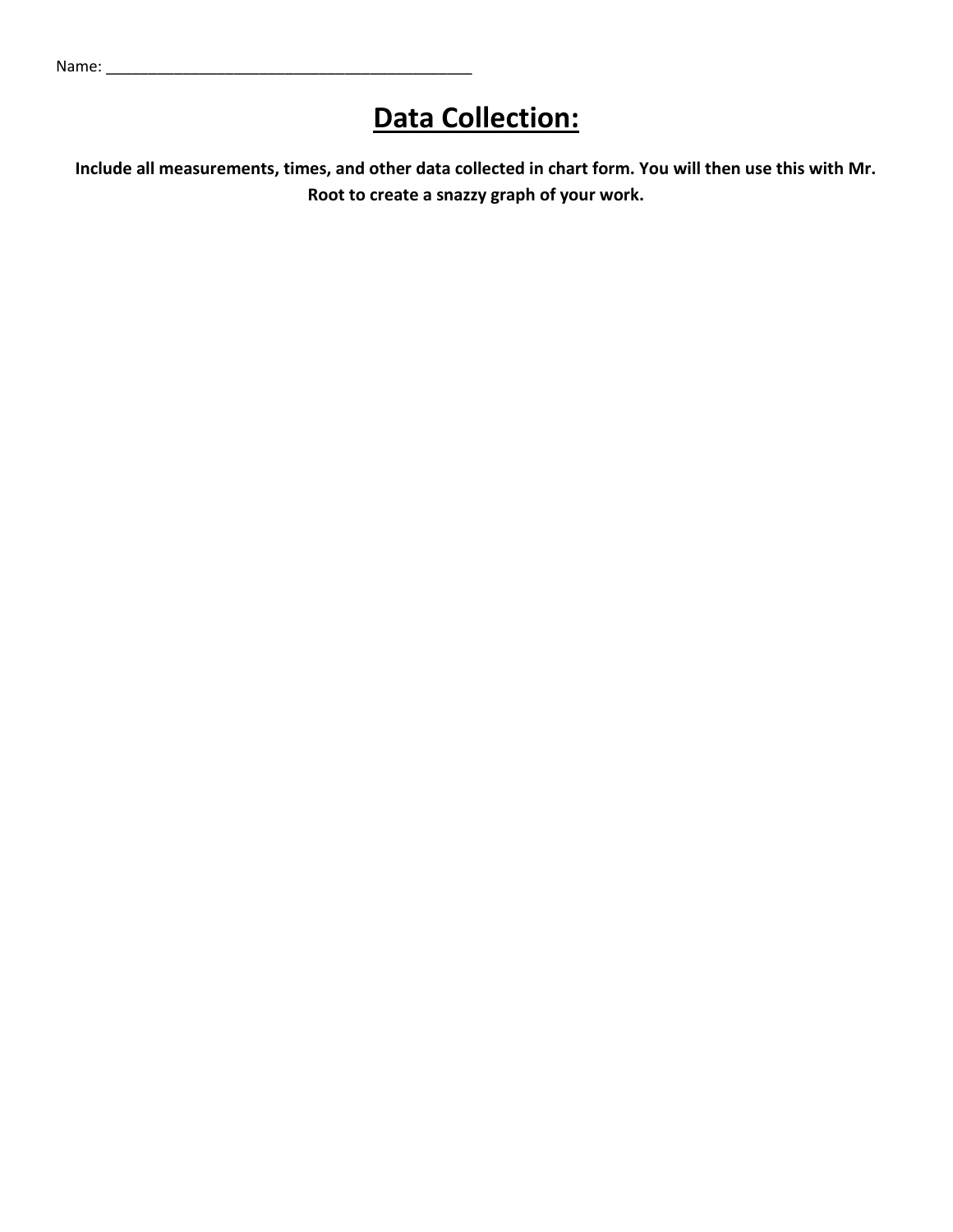Name: ___________________________________________

# Data Collection:

**Include all measurements, times, and other data collected in chart form. You will then use this with Mr. Root to create a snazzy graph of your work.**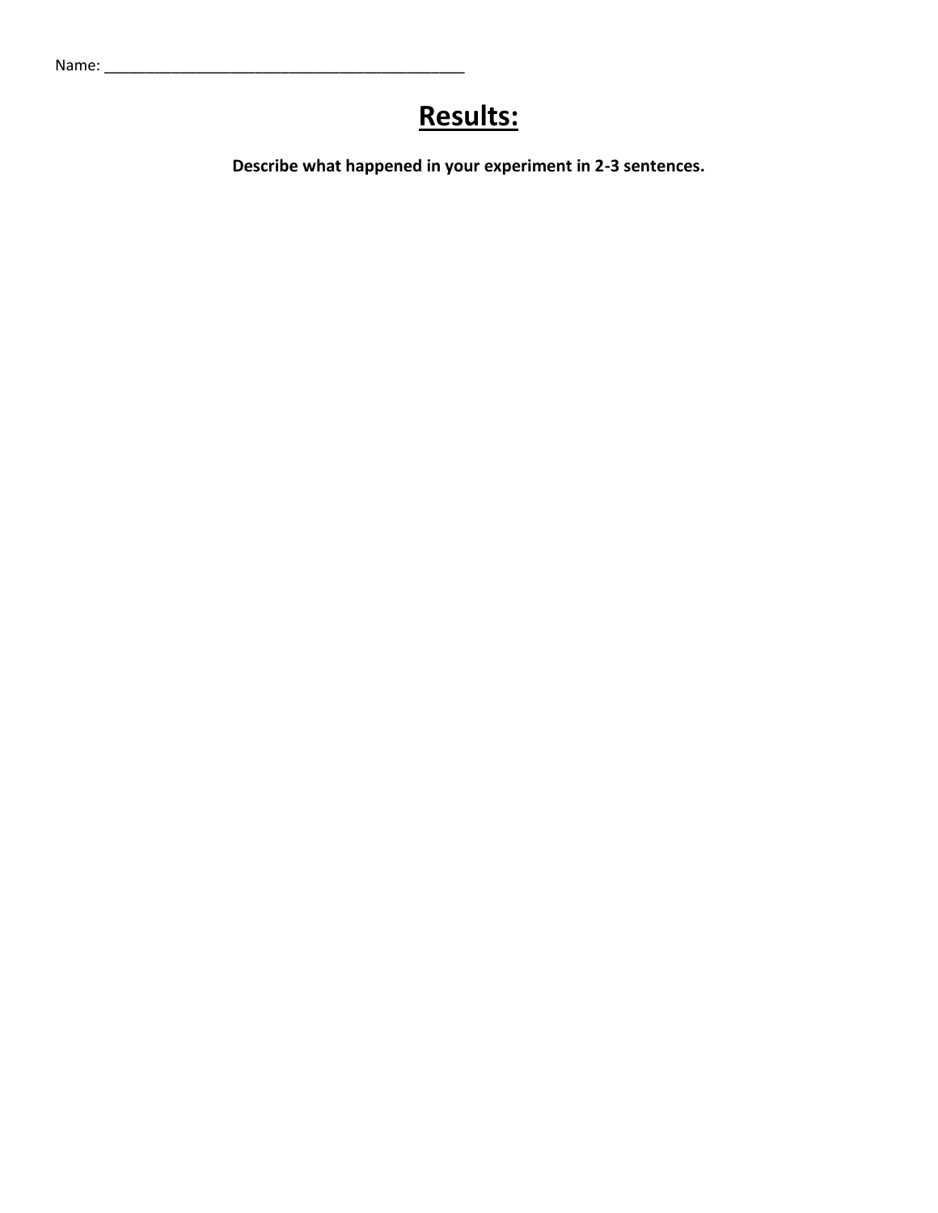Name: ___________________________________________

# Results:

**Describe what happened in your experiment in 2-3 sentences.**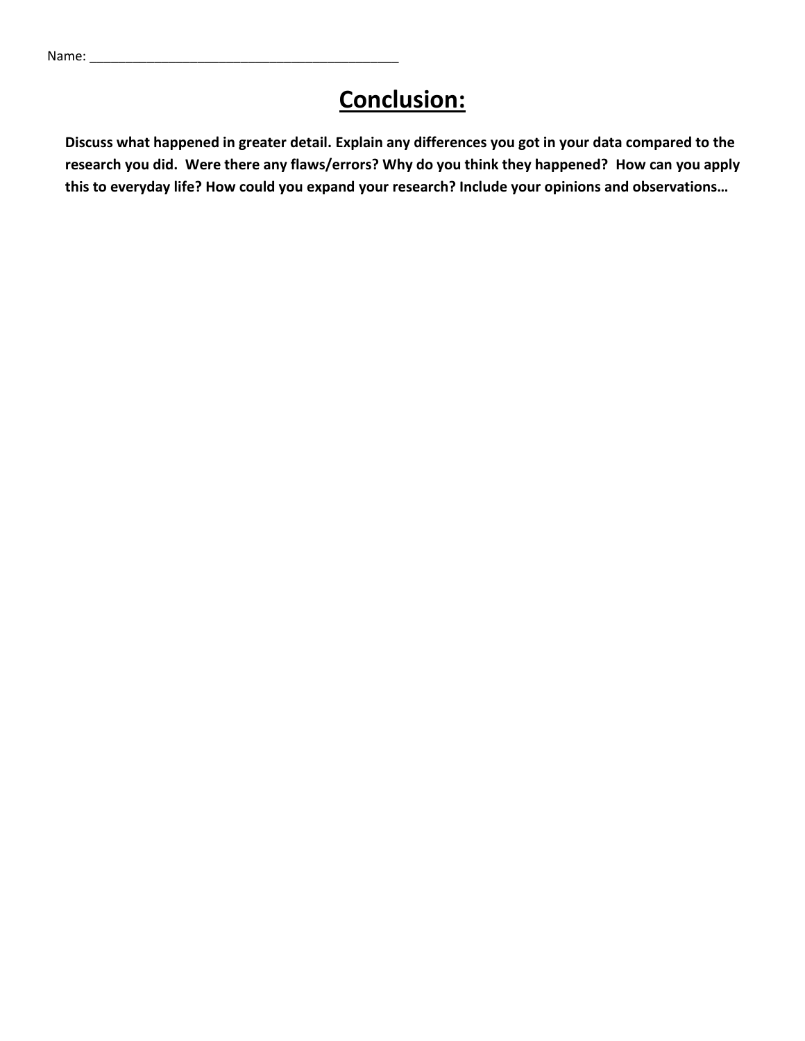Name: ___________________________________________

# Conclusion:

**Discuss what happened in greater detail. Explain any differences you got in your data compared to the research you did. Were there any flaws/errors? Why do you think they happened? How can you apply this to everyday life? How could you expand your research? Include your opinions and observations…**